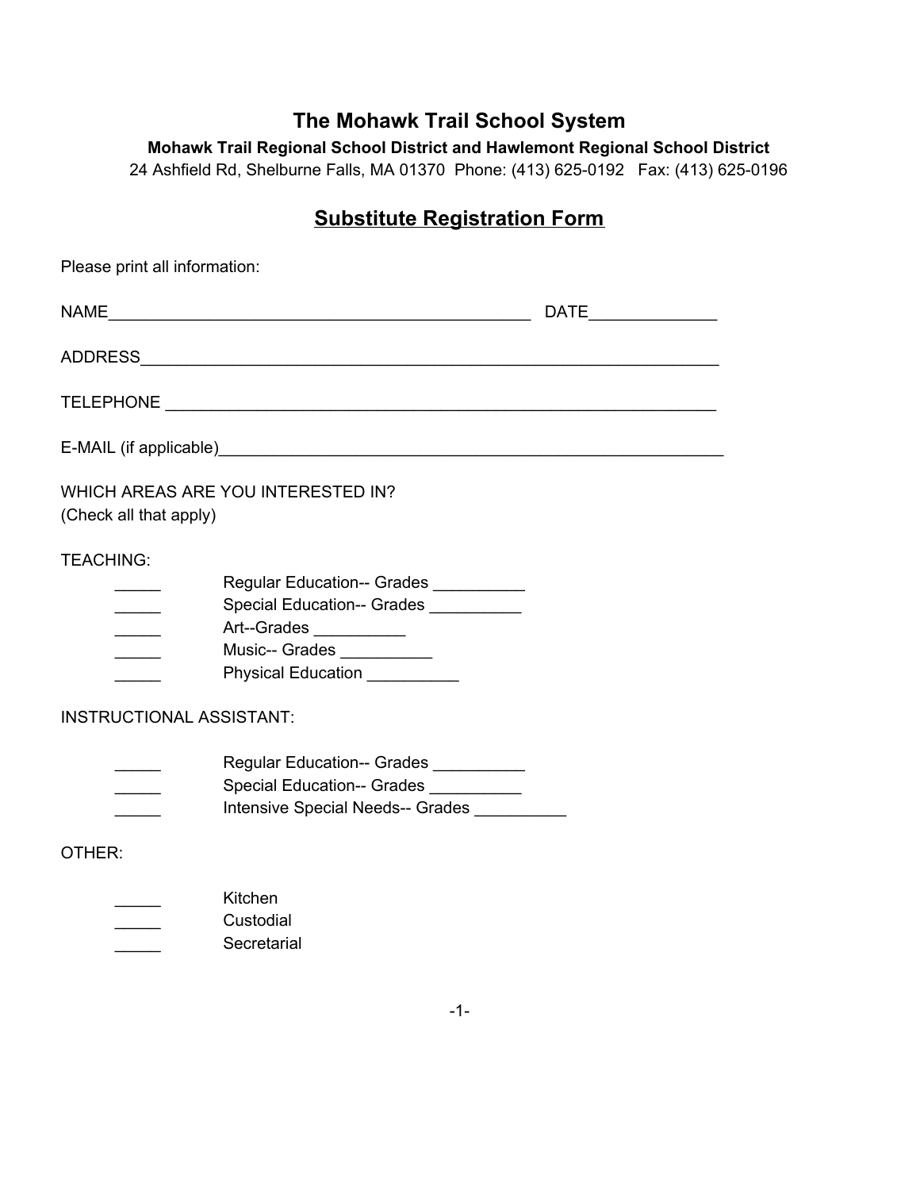# The Mohawk Trail School System

**Mohawk Trail Regional School District and Hawlemont Regional School District**

24 Ashfield Rd, Shelburne Falls, MA 01370 Phone: (413) 625-0192 Fax: (413) 625-0196

## Substitute Registration Form

Please print all information:

NAME_______________________________________________ DATE_____________

ADDRESS_________________________________________________________________

TELEPHONE _______________________________________________________________

E-MAIL (if applicable)______________________________________________________

WHICH AREAS ARE YOU INTERESTED IN?
(Check all that apply)

TEACHING:

_____ Regular Education-- Grades __________
_____ Special Education-- Grades __________
_____ Art--Grades __________
_____ Music-- Grades __________
_____ Physical Education __________

INSTRUCTIONAL ASSISTANT:

_____ Regular Education-- Grades __________
_____ Special Education-- Grades __________
_____ Intensive Special Needs-- Grades __________

OTHER:

_____ Kitchen
_____ Custodial
_____ Secretarial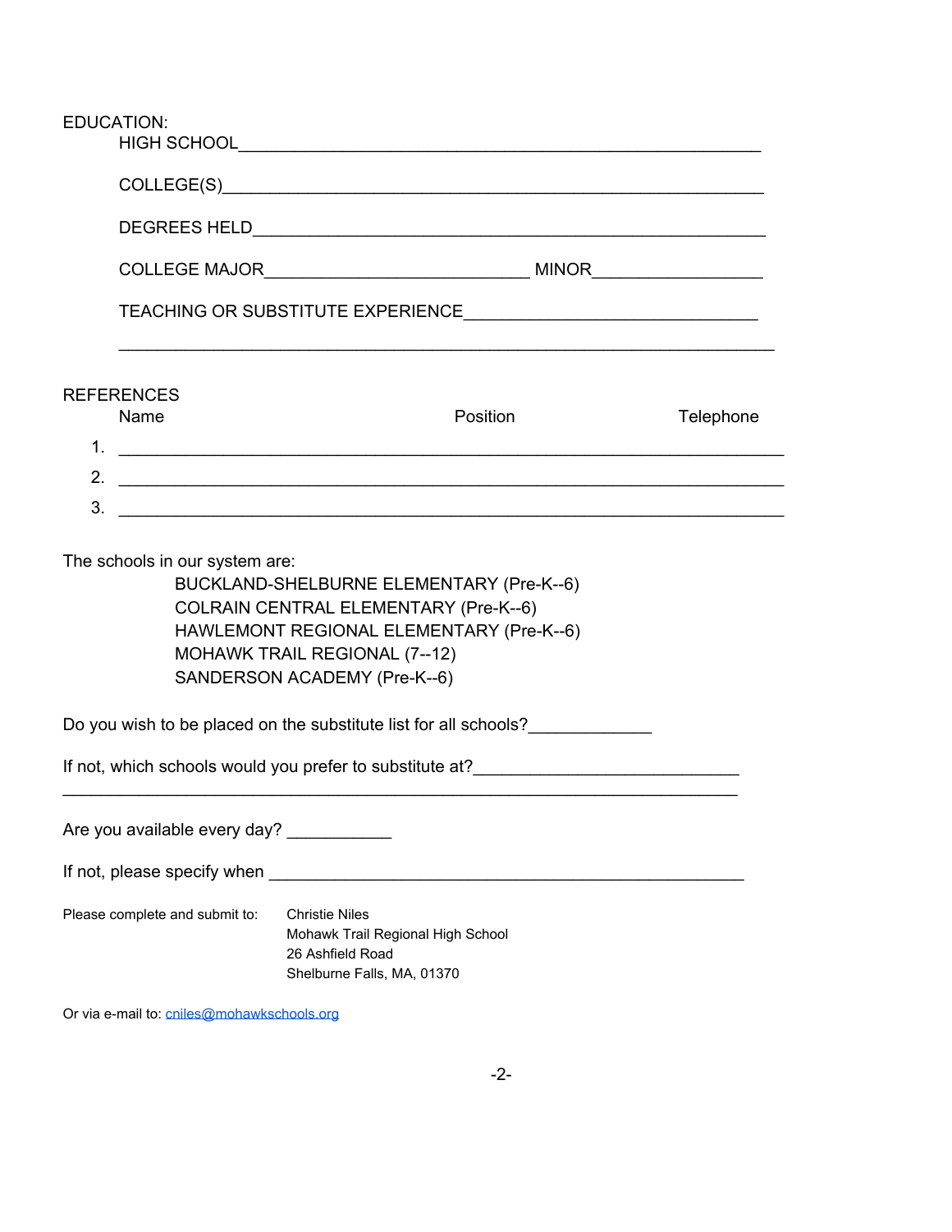EDUCATION:

HIGH SCHOOL\_\_\_\_\_\_\_\_\_\_\_\_\_\_\_\_\_\_\_\_\_\_\_\_\_\_\_\_\_\_\_\_\_\_\_\_\_\_\_\_\_\_\_\_\_\_\_\_\_\_\_\_\_\_\_

COLLEGE(S)\_\_\_\_\_\_\_\_\_\_\_\_\_\_\_\_\_\_\_\_\_\_\_\_\_\_\_\_\_\_\_\_\_\_\_\_\_\_\_\_\_\_\_\_\_\_\_\_\_\_\_\_\_\_\_\_

DEGREES HELD\_\_\_\_\_\_\_\_\_\_\_\_\_\_\_\_\_\_\_\_\_\_\_\_\_\_\_\_\_\_\_\_\_\_\_\_\_\_\_\_\_\_\_\_\_\_\_\_\_\_\_\_

COLLEGE MAJOR\_\_\_\_\_\_\_\_\_\_\_\_\_\_\_\_\_\_\_\_\_\_\_\_\_\_\_\_ MINOR\_\_\_\_\_\_\_\_\_\_\_\_\_\_\_\_\_\_

TEACHING OR SUBSTITUTE EXPERIENCE\_\_\_\_\_\_\_\_\_\_\_\_\_\_\_\_\_\_\_\_\_\_\_\_\_\_\_\_\_\_\_

\_\_\_\_\_\_\_\_\_\_\_\_\_\_\_\_\_\_\_\_\_\_\_\_\_\_\_\_\_\_\_\_\_\_\_\_\_\_\_\_\_\_\_\_\_\_\_\_\_\_\_\_\_\_\_\_\_\_\_\_\_\_\_\_\_\_\_\_

REFERENCES

| | Name | Position | Telephone |
|---|---|---|---|
| 1. | | | |
| 2. | | | |
| 3. | | | |

The schools in our system are:

BUCKLAND-SHELBURNE ELEMENTARY (Pre-K--6)
COLRAIN CENTRAL ELEMENTARY (Pre-K--6)
HAWLEMONT REGIONAL ELEMENTARY (Pre-K--6)
MOHAWK TRAIL REGIONAL (7--12)
SANDERSON ACADEMY (Pre-K--6)

Do you wish to be placed on the substitute list for all schools?\_\_\_\_\_\_\_\_\_\_\_\_\_

If not, which schools would you prefer to substitute at?\_\_\_\_\_\_\_\_\_\_\_\_\_\_\_\_\_\_\_\_\_\_\_\_\_\_\_\_

\_\_\_\_\_\_\_\_\_\_\_\_\_\_\_\_\_\_\_\_\_\_\_\_\_\_\_\_\_\_\_\_\_\_\_\_\_\_\_\_\_\_\_\_\_\_\_\_\_\_\_\_\_\_\_\_\_\_\_\_\_\_\_\_\_\_\_\_

Are you available every day? \_\_\_\_\_\_\_\_\_\_\_

If not, please specify when \_\_\_\_\_\_\_\_\_\_\_\_\_\_\_\_\_\_\_\_\_\_\_\_\_\_\_\_\_\_\_\_\_\_\_\_\_\_\_\_\_\_\_\_\_\_\_\_\_\_

Please complete and submit to:

Christie Niles
Mohawk Trail Regional High School
26 Ashfield Road
Shelburne Falls, MA, 01370

Or via e-mail to: cniles@mohawkschools.org